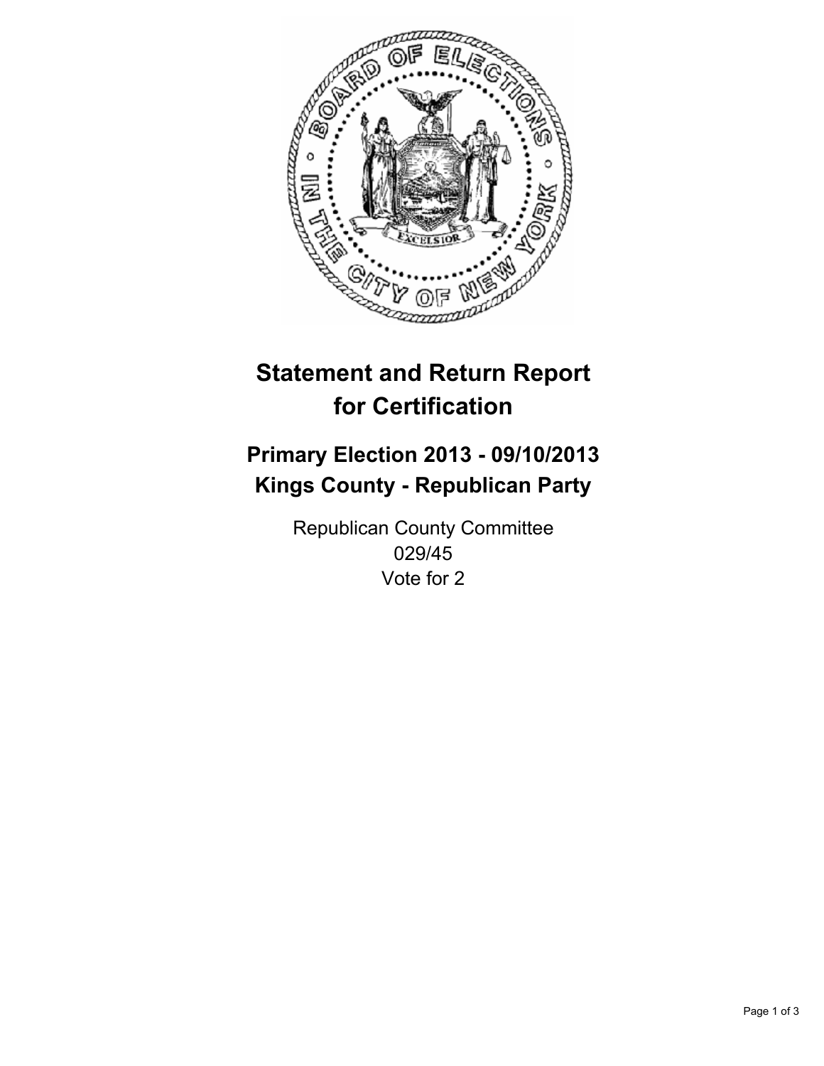# Statement and Return Report for Certification

## Primary Election 2013 - 09/10/2013
## Kings County - Republican Party

Republican County Committee
029/45
Vote for 2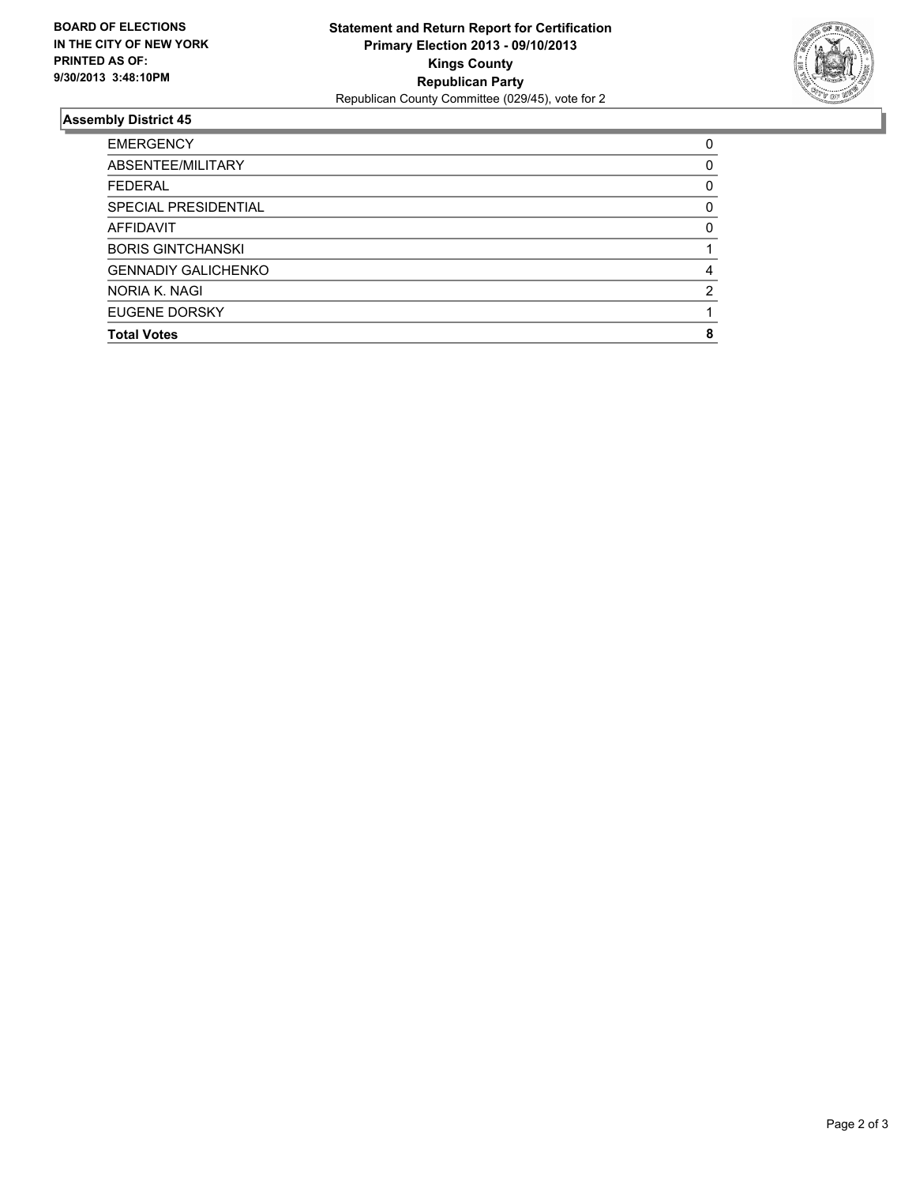**BOARD OF ELECTIONS IN THE CITY OF NEW YORK PRINTED AS OF: 9/30/2013 3:48:10PM**

**Statement and Return Report for Certification**
**Primary Election 2013 - 09/10/2013**
**Kings County**
**Republican Party**
Republican County Committee (029/45), vote for 2

### Assembly District 45

| | |
|---|---|
| EMERGENCY | 0 |
| ABSENTEE/MILITARY | 0 |
| FEDERAL | 0 |
| SPECIAL PRESIDENTIAL | 0 |
| AFFIDAVIT | 0 |
| BORIS GINTCHANSKI | 1 |
| GENNADIY GALICHENKO | 4 |
| NORIA K. NAGI | 2 |
| EUGENE DORSKY | 1 |
| **Total Votes** | **8** |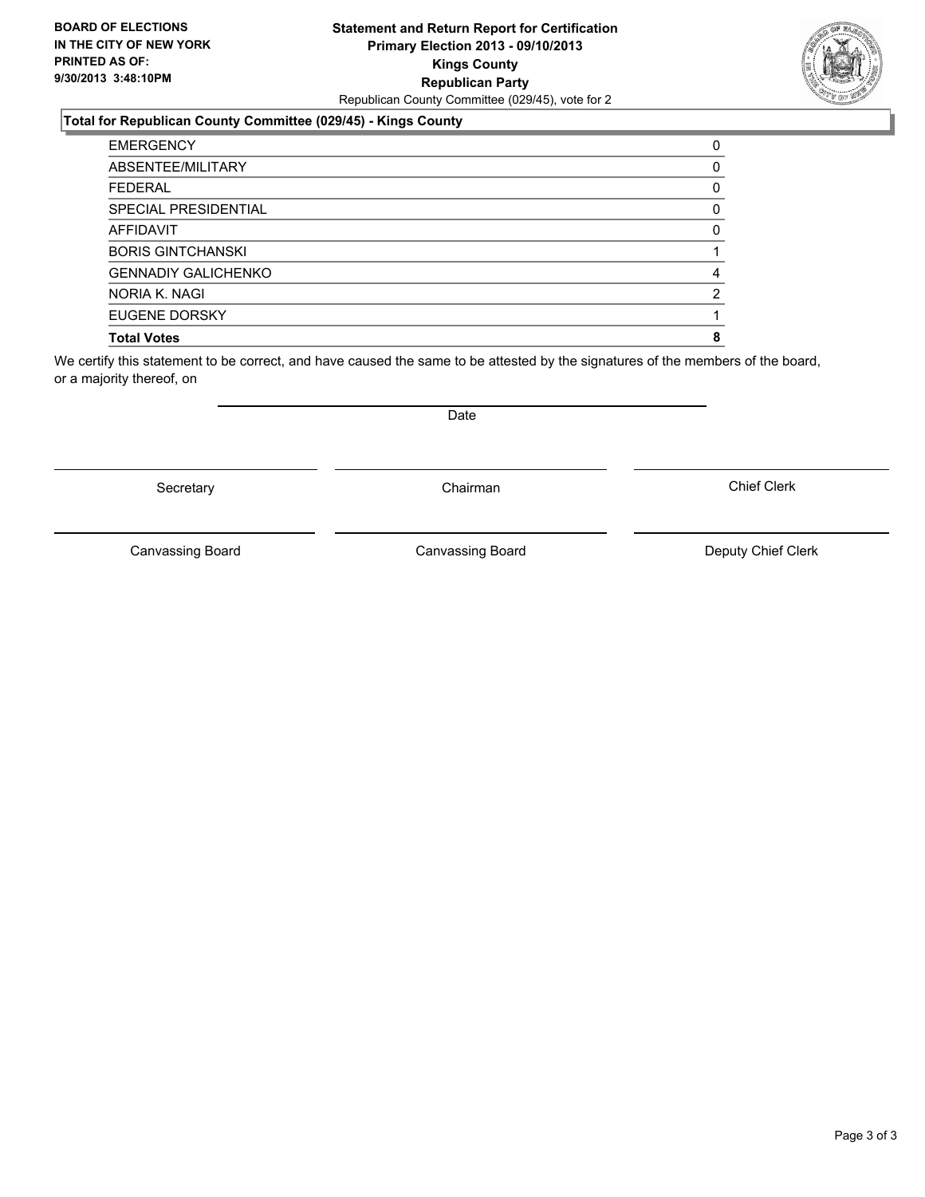**BOARD OF ELECTIONS IN THE CITY OF NEW YORK PRINTED AS OF: 9/30/2013 3:48:10PM**

**Statement and Return Report for Certification Primary Election 2013 - 09/10/2013 Kings County Republican Party**

Republican County Committee (029/45), vote for 2

**Total for Republican County Committee (029/45) - Kings County**

| | |
|---|---|
| EMERGENCY | 0 |
| ABSENTEE/MILITARY | 0 |
| FEDERAL | 0 |
| SPECIAL PRESIDENTIAL | 0 |
| AFFIDAVIT | 0 |
| BORIS GINTCHANSKI | 1 |
| GENNADIY GALICHENKO | 4 |
| NORIA K. NAGI | 2 |
| EUGENE DORSKY | 1 |
| **Total Votes** | **8** |

We certify this statement to be correct, and have caused the same to be attested by the signatures of the members of the board, or a majority thereof, on

Date

Secretary

Chairman

Chief Clerk

Canvassing Board

Canvassing Board

Deputy Chief Clerk